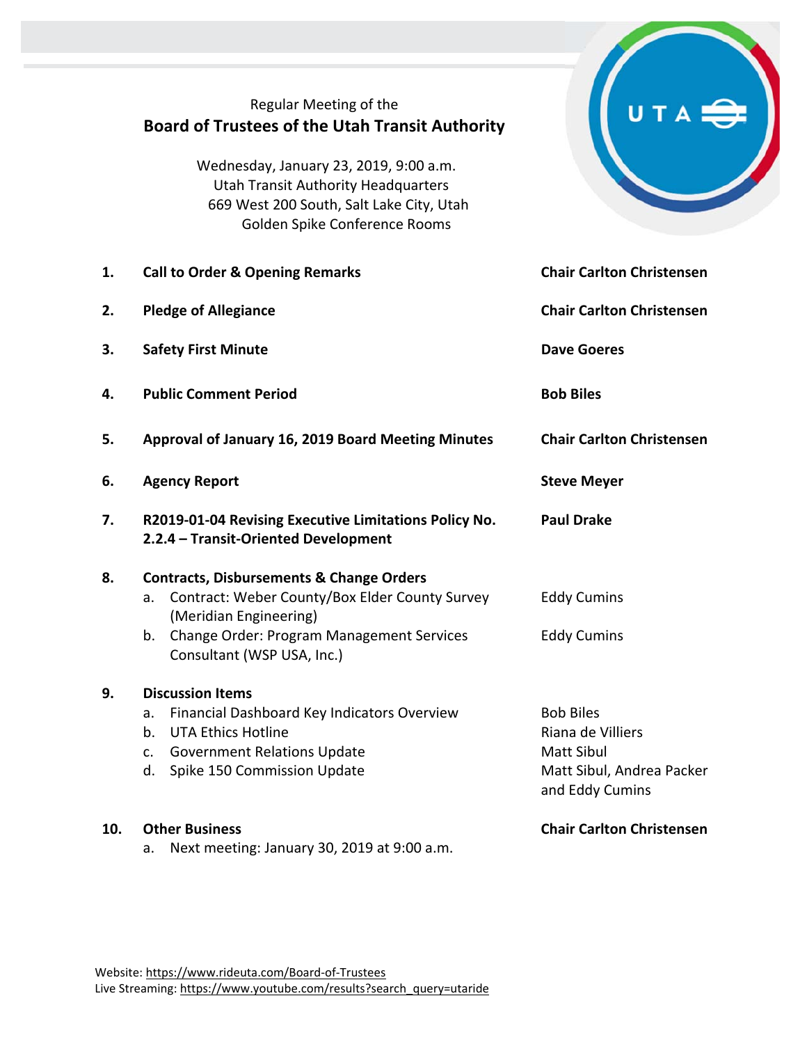Regular Meeting of the

# Board of Trustees of the Utah Transit Authority

Wednesday, January 23, 2019, 9:00 a.m.
Utah Transit Authority Headquarters
669 West 200 South, Salt Lake City, Utah
Golden Spike Conference Rooms

| | | |
|---|---|---|
| **1.** | **Call to Order & Opening Remarks** | **Chair Carlton Christensen** |
| **2.** | **Pledge of Allegiance** | **Chair Carlton Christensen** |
| **3.** | **Safety First Minute** | **Dave Goeres** |
| **4.** | **Public Comment Period** | **Bob Biles** |
| **5.** | **Approval of January 16, 2019 Board Meeting Minutes** | **Chair Carlton Christensen** |
| **6.** | **Agency Report** | **Steve Meyer** |
| **7.** | **R2019-01-04 Revising Executive Limitations Policy No. 2.2.4 – Transit-Oriented Development** | **Paul Drake** |
| **8.** | **Contracts, Disbursements & Change Orders** | |
| | a. Contract: Weber County/Box Elder County Survey (Meridian Engineering) | Eddy Cumins |
| | b. Change Order: Program Management Services Consultant (WSP USA, Inc.) | Eddy Cumins |
| **9.** | **Discussion Items** | |
| | a. Financial Dashboard Key Indicators Overview | Bob Biles |
| | b. UTA Ethics Hotline | Riana de Villiers |
| | c. Government Relations Update | Matt Sibul |
| | d. Spike 150 Commission Update | Matt Sibul, Andrea Packer and Eddy Cumins |
| **10.** | **Other Business** | **Chair Carlton Christensen** |
| | a. Next meeting: January 30, 2019 at 9:00 a.m. | |

Website: https://www.rideuta.com/Board-of-Trustees
Live Streaming: https://www.youtube.com/results?search_query=utaride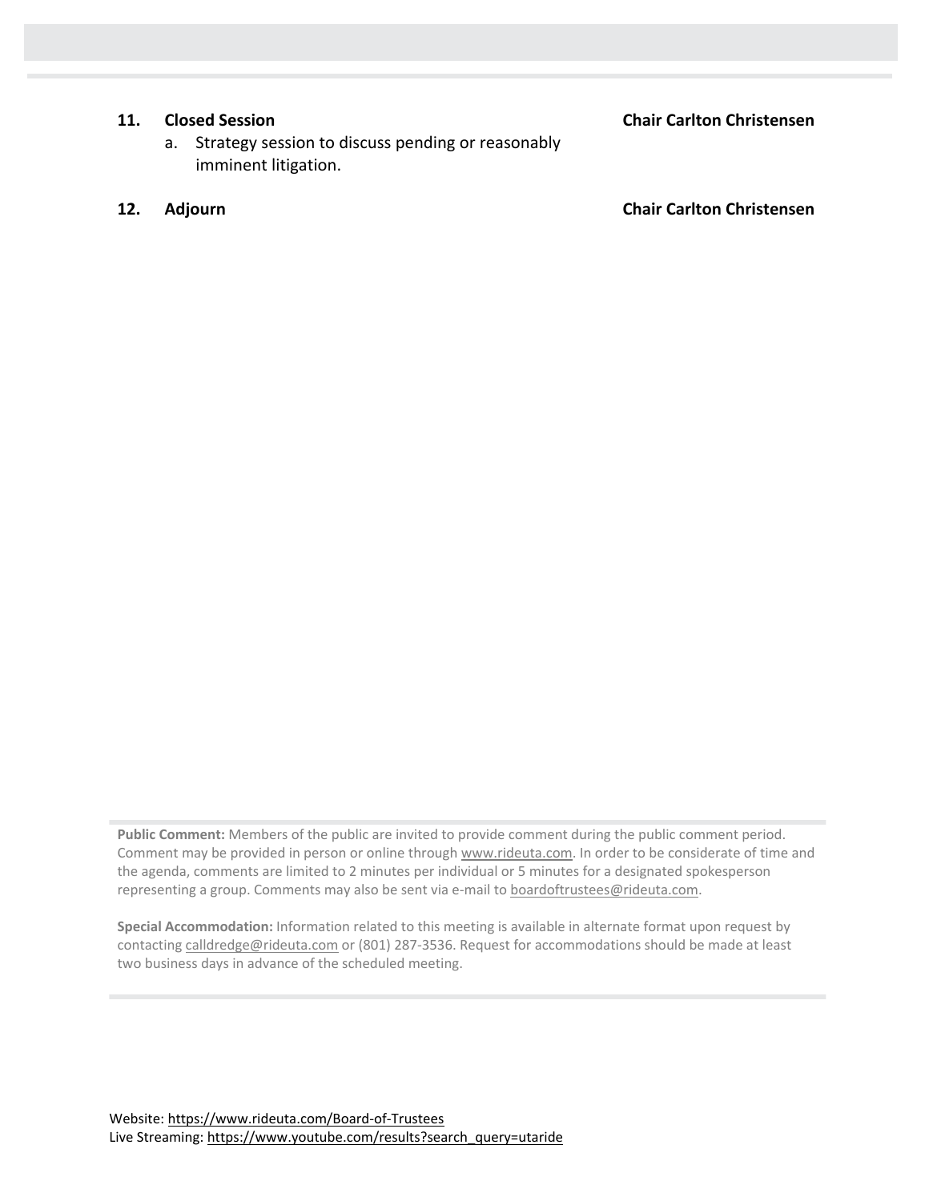**11. Closed Session** — **Chair Carlton Christensen**

a. Strategy session to discuss pending or reasonably imminent litigation.

**12. Adjourn** — **Chair Carlton Christensen**

**Public Comment:** Members of the public are invited to provide comment during the public comment period. Comment may be provided in person or online through www.rideuta.com. In order to be considerate of time and the agenda, comments are limited to 2 minutes per individual or 5 minutes for a designated spokesperson representing a group. Comments may also be sent via e-mail to boardoftrustees@rideuta.com.

**Special Accommodation:** Information related to this meeting is available in alternate format upon request by contacting calldredge@rideuta.com or (801) 287-3536. Request for accommodations should be made at least two business days in advance of the scheduled meeting.

Website: https://www.rideuta.com/Board-of-Trustees
Live Streaming: https://www.youtube.com/results?search_query=utaride